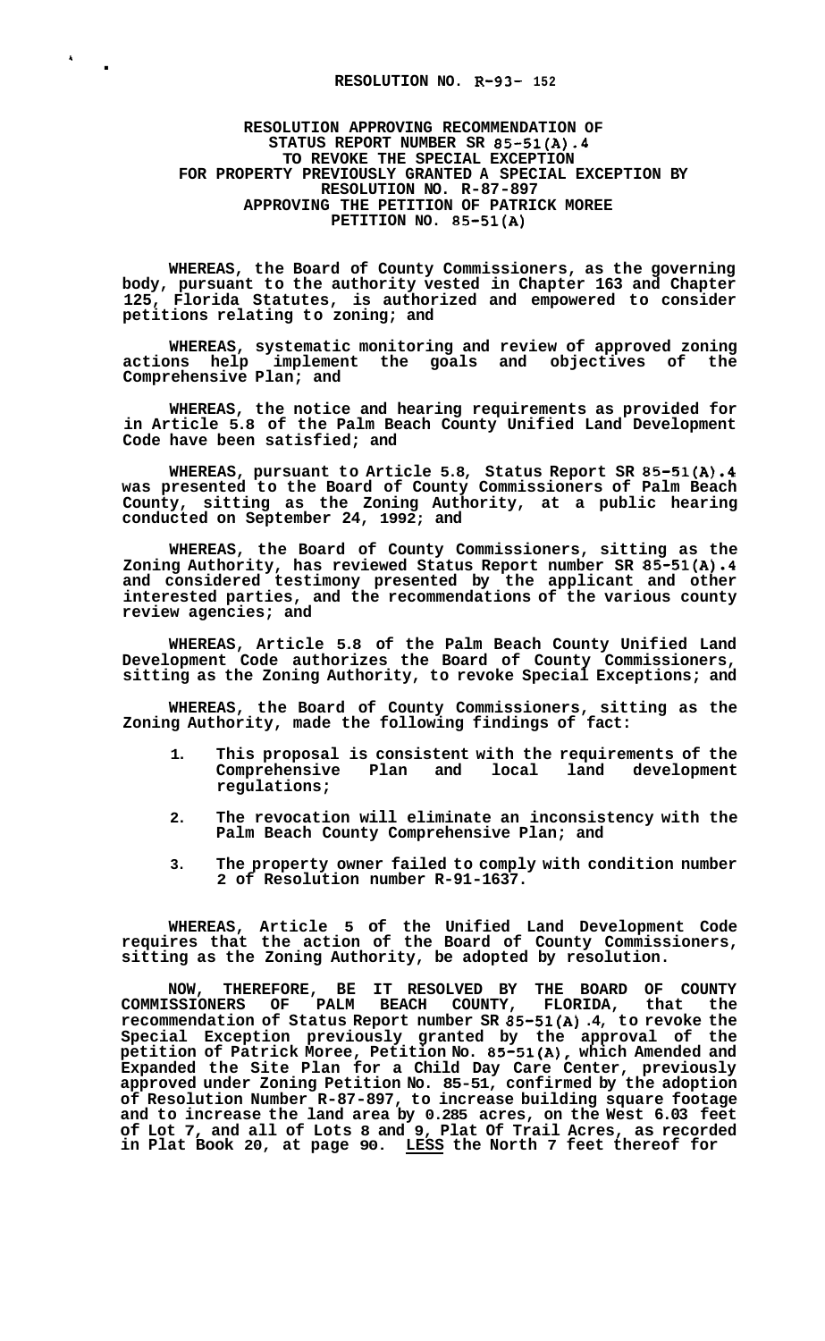# RESOLUTION NO. R-93- 152

## RESOLUTION APPROVING RECOMMENDATION OF STATUS REPORT NUMBER SR 85-51(A).4 TO REVOKE THE SPECIAL EXCEPTION FOR PROPERTY PREVIOUSLY GRANTED A SPECIAL EXCEPTION BY RESOLUTION NO. R-87-897 APPROVING THE PETITION OF PATRICK MOREE PETITION NO. 85-51(A)

**WHEREAS, the Board of County Commissioners, as the governing body, pursuant to the authority vested in Chapter 163 and Chapter 125, Florida Statutes, is authorized and empowered to consider petitions relating to zoning; and**

**WHEREAS, systematic monitoring and review of approved zoning actions help implement the goals and objectives of the Comprehensive Plan; and**

**WHEREAS, the notice and hearing requirements as provided for in Article 5.8 of the Palm Beach County Unified Land Development Code have been satisfied; and**

**WHEREAS, pursuant to Article 5.8, Status Report SR 85-51(A).4 was presented to the Board of County Commissioners of Palm Beach County, sitting as the Zoning Authority, at a public hearing conducted on September 24, 1992; and**

**WHEREAS, the Board of County Commissioners, sitting as the Zoning Authority, has reviewed Status Report number SR 85-51(A).4 and considered testimony presented by the applicant and other interested parties, and the recommendations of the various county review agencies; and**

**WHEREAS, Article 5.8 of the Palm Beach County Unified Land Development Code authorizes the Board of County Commissioners, sitting as the Zoning Authority, to revoke Special Exceptions; and**

**WHEREAS, the Board of County Commissioners, sitting as the Zoning Authority, made the following findings of fact:**

1. **This proposal is consistent with the requirements of the Comprehensive Plan and local land development regulations;**
2. **The revocation will eliminate an inconsistency with the Palm Beach County Comprehensive Plan; and**
3. **The property owner failed to comply with condition number 2 of Resolution number R-91-1637.**

**WHEREAS, Article 5 of the Unified Land Development Code requires that the action of the Board of County Commissioners, sitting as the Zoning Authority, be adopted by resolution.**

**NOW, THEREFORE, BE IT RESOLVED BY THE BOARD OF COUNTY COMMISSIONERS OF PALM BEACH COUNTY, FLORIDA, that the recommendation of Status Report number SR 85-51(A).4, to revoke the Special Exception previously granted by the approval of the petition of Patrick Moree, Petition No. 85-51(A), which Amended and Expanded the Site Plan for a Child Day Care Center, previously approved under Zoning Petition No. 85-51, confirmed by the adoption of Resolution Number R-87-897, to increase building square footage and to increase the land area by 0.285 acres, on the West 6.03 feet of Lot 7, and all of Lots 8 and 9, Plat Of Trail Acres, as recorded in Plat Book 20, at page 90. <u>LESS</u> the North 7 feet thereof for**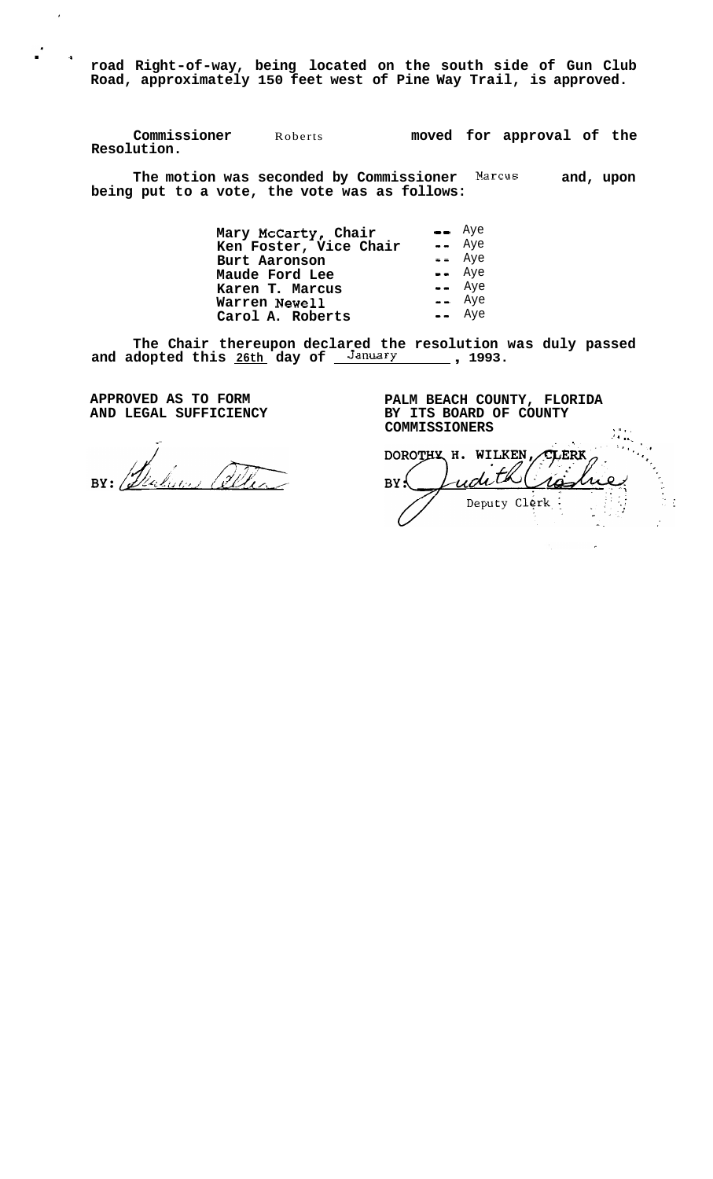road Right-of-way, being located on the south side of Gun Club Road, approximately 150 feet west of Pine Way Trail, is approved.

Commissioner Roberts moved for approval of the Resolution.

The motion was seconded by Commissioner Marcus and, upon being put to a vote, the vote was as follows:

| | |
|---|---|
| Mary McCarty, Chair | -- Aye |
| Ken Foster, Vice Chair | -- Aye |
| Burt Aaronson | -- Aye |
| Maude Ford Lee | -- Aye |
| Karen T. Marcus | -- Aye |
| Warren Newell | -- Aye |
| Carol A. Roberts | -- Aye |

The Chair thereupon declared the resolution was duly passed and adopted this 26th day of January, 1993.

APPROVED AS TO FORM AND LEGAL SUFFICIENCY

BY: 

PALM BEACH COUNTY, FLORIDA BY ITS BOARD OF COUNTY COMMISSIONERS

DOROTHY H. WILKEN, CLERK

BY: 

Deputy Clerk